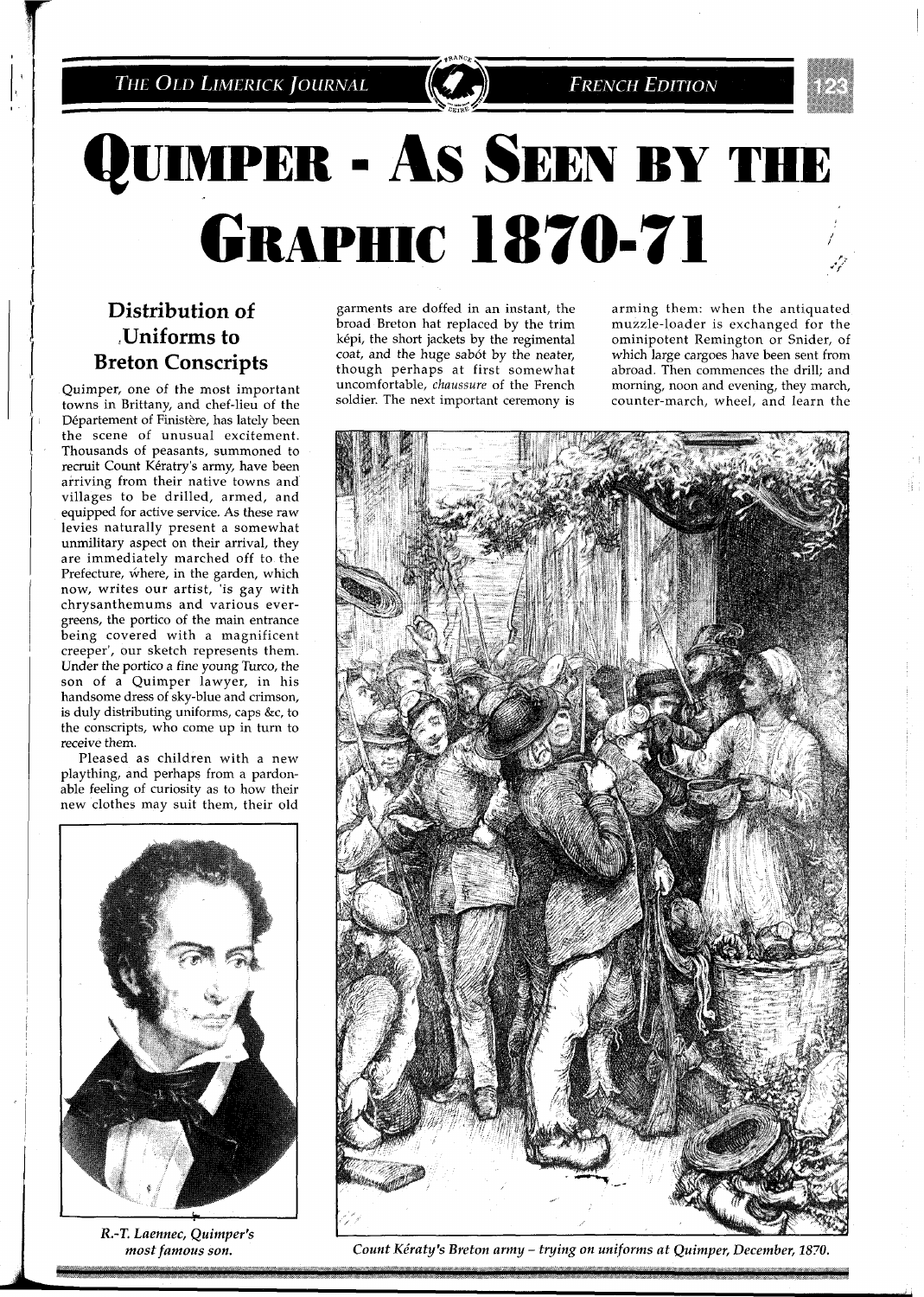# Quimper - As Seen by the Graphic 1870-71

## Distribution of Uniforms to Breton Conscripts

Quimper, one of the most important towns in Brittany, and chef-lieu of the Département of Finistère, has lately been the scene of unusual excitement. Thousands of peasants, summoned to recruit Count Kératry's army, have been arriving from their native towns and villages to be drilled, armed, and equipped for active service. As these raw levies naturally present a somewhat unmilitary aspect on their arrival, they are immediately marched off to the Prefecture, where, in the garden, which now, writes our artist, 'is gay with chrysanthemums and various evergreens, the portico of the main entrance being covered with a magnificent creeper', our sketch represents them. Under the portico a fine young Turco, the son of a Quimper lawyer, in his handsome dress of sky-blue and crimson, is duly distributing uniforms, caps &c, to the conscripts, who come up in turn to receive them.

Pleased as children with a new plaything, and perhaps from a pardonable feeling of curiosity as to how their new clothes may suit them, their old garments are doffed in an instant, the broad Breton hat replaced by the trim képi, the short jackets by the regimental coat, and the huge sabót by the neater, though perhaps at first somewhat uncomfortable, *chaussure* of the French soldier. The next important ceremony is arming them: when the antiquated muzzle-loader is exchanged for the ominipotent Remington or Snider, of which large cargoes have been sent from abroad. Then commences the drill; and morning, noon and evening, they march, counter-march, wheel, and learn the

*R.-T. Laennec, Quimper's most famous son.*

*Count Kératy's Breton army – trying on uniforms at Quimper, December, 1870.*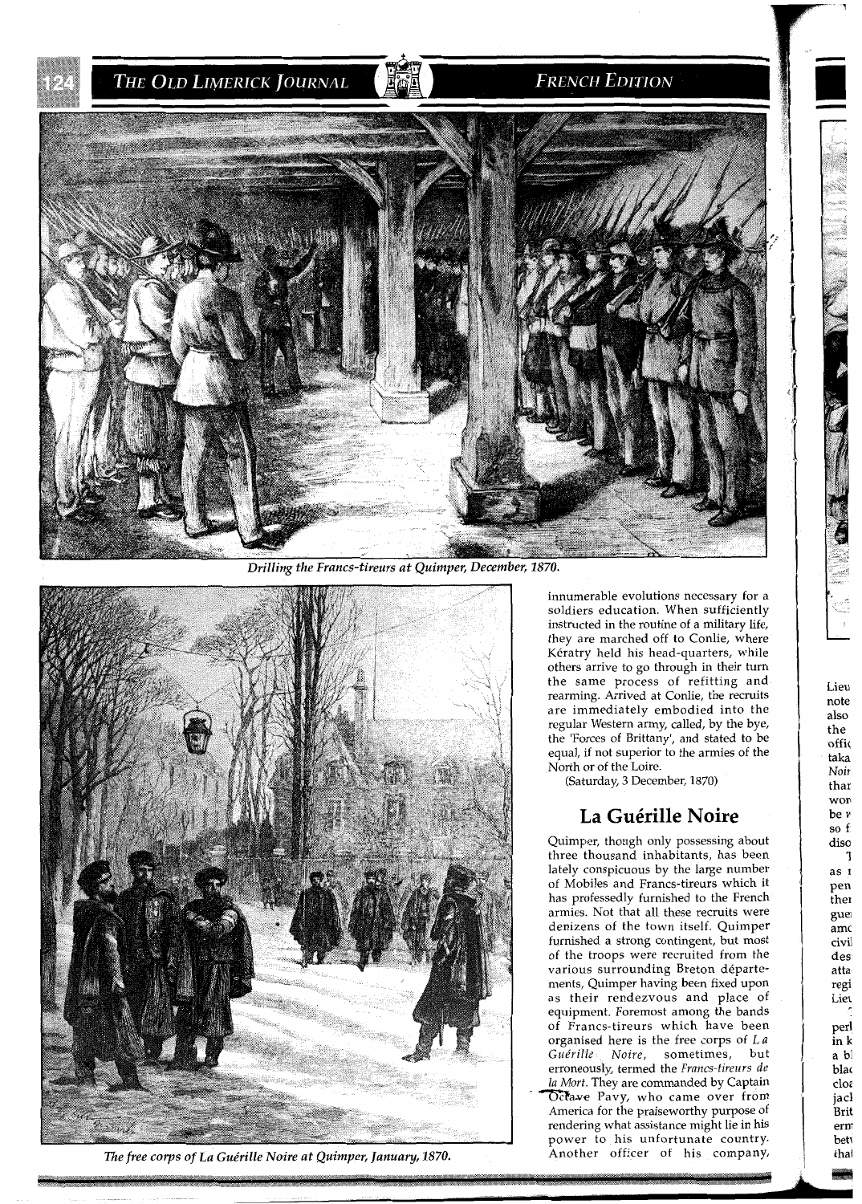Drilling the Francs-tireurs at Quimper, December, 1870.

The free corps of La Guérille Noire at Quimper, January, 1870.

innumerable evolutions necessary for a soldiers education. When sufficiently instructed in the routine of a military life, they are marched off to Conlie, where Kératry held his head-quarters, while others arrive to go through in their turn the same process of refitting and rearming. Arrived at Conlie, the recruits are immediately embodied into the regular Western army, called, by the bye, the 'Forces of Brittany', and stated to be equal, if not superior to the armies of the North or of the Loire.

(Saturday, 3 December, 1870)

## La Guérille Noire

Quimper, though only possessing about three thousand inhabitants, has been lately conspicuous by the large number of Mobiles and Francs-tireurs which it has professedly furnished to the French armies. Not that all these recruits were denizens of the town itself. Quimper furnished a strong contingent, but most of the troops were recruited from the various surrounding Breton départements, Quimper having been fixed upon as their rendezvous and place of equipment. Foremost among the bands of Francs-tireurs which have been organised here is the free corps of *La Guérille Noire*, sometimes, but erroneously, termed the *Francs-tireurs de la Mort*. They are commanded by Captain Octave Pavy, who came over from America for the praiseworthy purpose of rendering what assistance might lie in his power to his unfortunate country. Another officer of his company,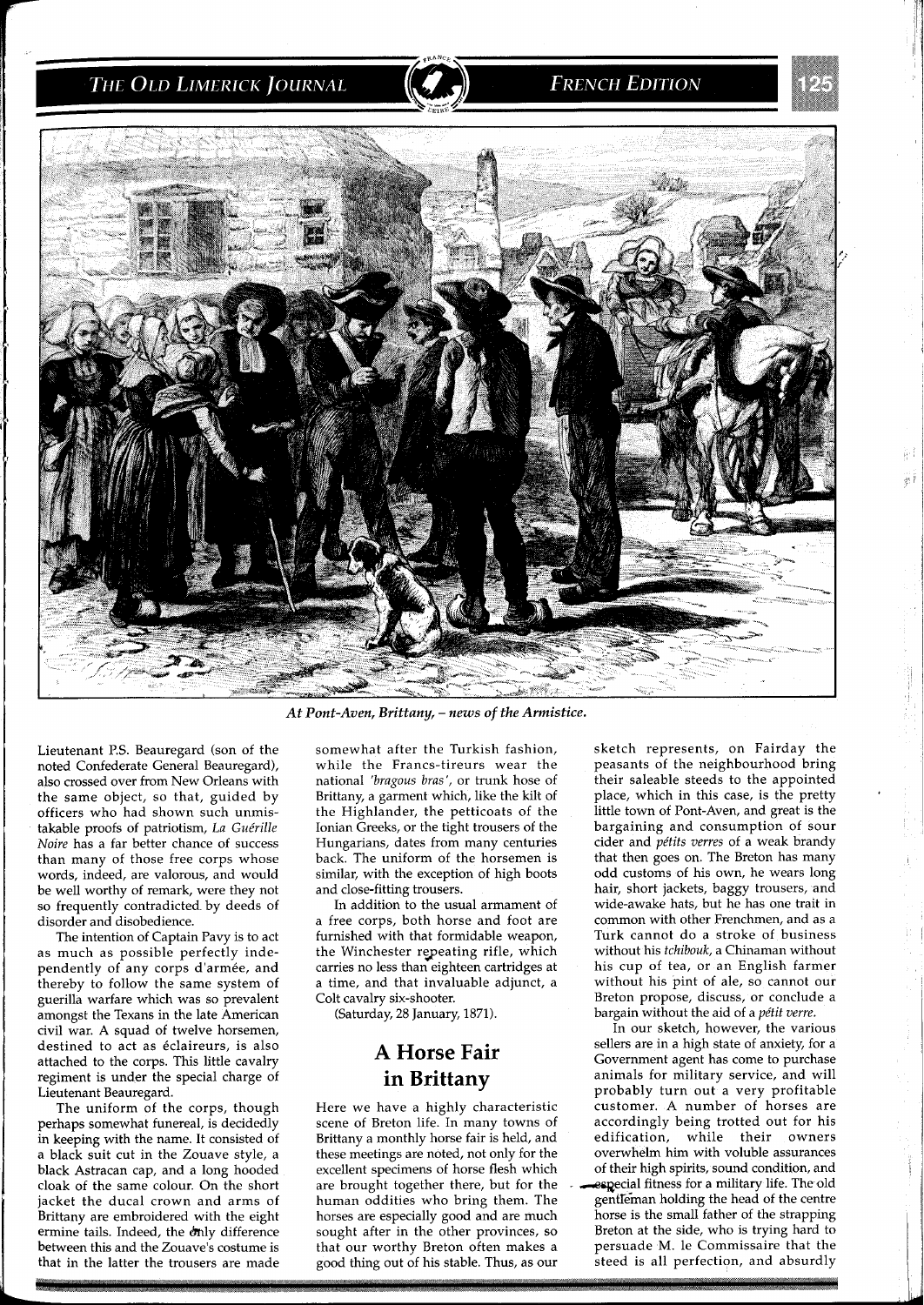*At Pont-Aven, Brittany, – news of the Armistice.*

Lieutenant P.S. Beauregard (son of the noted Confederate General Beauregard), also crossed over from New Orleans with the same object, so that, guided by officers who had shown such unmistakable proofs of patriotism, *La Guérille Noire* has a far better chance of success than many of those free corps whose words, indeed, are valorous, and would be well worthy of remark, were they not so frequently contradicted by deeds of disorder and disobedience.

The intention of Captain Pavy is to act as much as possible perfectly independently of any corps d'armée, and thereby to follow the same system of guerilla warfare which was so prevalent amongst the Texans in the late American civil war. A squad of twelve horsemen, destined to act as éclaireurs, is also attached to the corps. This little cavalry regiment is under the special charge of Lieutenant Beauregard.

The uniform of the corps, though perhaps somewhat funereal, is decidedly in keeping with the name. It consisted of a black suit cut in the Zouave style, a black Astracan cap, and a long hooded cloak of the same colour. On the short jacket the ducal crown and arms of Brittany are embroidered with the eight ermine tails. Indeed, the only difference between this and the Zouave's costume is that in the latter the trousers are made somewhat after the Turkish fashion, while the Francs-tireurs wear the national *'bragous bras'*, or trunk hose of Brittany, a garment which, like the kilt of the Highlander, the petticoats of the Ionian Greeks, or the tight trousers of the Hungarians, dates from many centuries back. The uniform of the horsemen is similar, with the exception of high boots and close-fitting trousers.

In addition to the usual armament of a free corps, both horse and foot are furnished with that formidable weapon, the Winchester repeating rifle, which carries no less than eighteen cartridges at a time, and that invaluable adjunct, a Colt cavalry six-shooter.

(Saturday, 28 January, 1871).

## A Horse Fair in Brittany

Here we have a highly characteristic scene of Breton life. In many towns of Brittany a monthly horse fair is held, and these meetings are noted, not only for the excellent specimens of horse flesh which are brought together there, but for the human oddities who bring them. The horses are especially good and are much sought after in the other provinces, so that our worthy Breton often makes a good thing out of his stable. Thus, as our sketch represents, on Fairday the peasants of the neighbourhood bring their saleable steeds to the appointed place, which in this case, is the pretty little town of Pont-Aven, and great is the bargaining and consumption of sour cider and *pétits verres* of a weak brandy that then goes on. The Breton has many odd customs of his own, he wears long hair, short jackets, baggy trousers, and wide-awake hats, but he has one trait in common with other Frenchmen, and as a Turk cannot do a stroke of business without his *tchibouk*, a Chinaman without his cup of tea, or an English farmer without his pint of ale, so cannot our Breton propose, discuss, or conclude a bargain without the aid of a *pétit verre*.

In our sketch, however, the various sellers are in a high state of anxiety, for a Government agent has come to purchase animals for military service, and will probably turn out a very profitable customer. A number of horses are accordingly being trotted out for his edification, while their owners overwhelm him with voluble assurances of their high spirits, sound condition, and especial fitness for a military life. The old gentleman holding the head of the centre horse is the small father of the strapping Breton at the side, who is trying hard to persuade M. le Commissaire that the steed is all perfection, and absurdly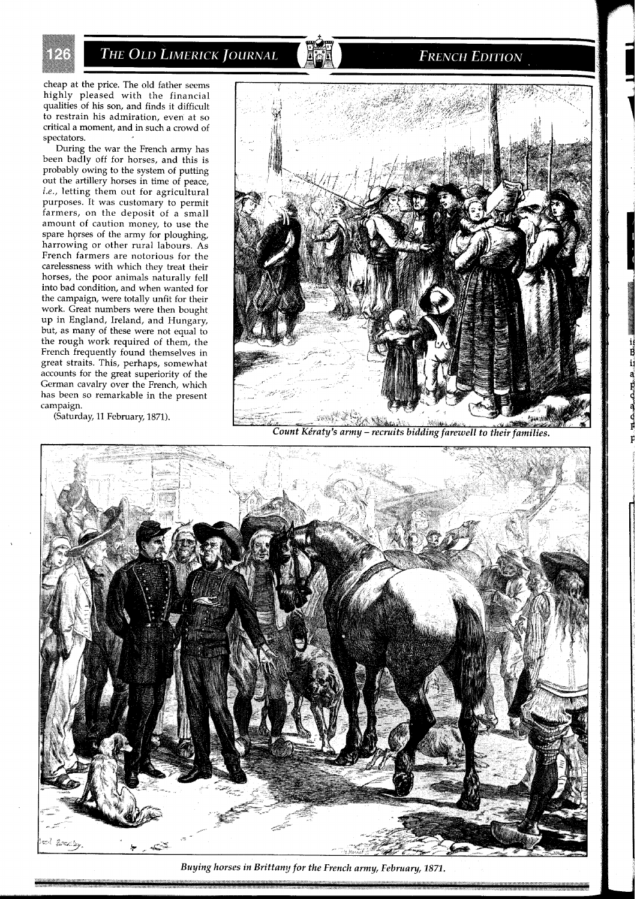cheap at the price. The old father seems highly pleased with the financial qualities of his son, and finds it difficult to restrain his admiration, even at so critical a moment, and in such a crowd of spectators.

During the war the French army has been badly off for horses, and this is probably owing to the system of putting out the artillery horses in time of peace, *i.e.*, letting them out for agricultural purposes. It was customary to permit farmers, on the deposit of a small amount of caution money, to use the spare horses of the army for ploughing, harrowing or other rural labours. As French farmers are notorious for the carelessness with which they treat their horses, the poor animals naturally fell into bad condition, and when wanted for the campaign, were totally unfit for their work. Great numbers were then bought up in England, Ireland, and Hungary, but, as many of these were not equal to the rough work required of them, the French frequently found themselves in great straits. This, perhaps, somewhat accounts for the great superiority of the German cavalry over the French, which has been so remarkable in the present campaign.

(Saturday, 11 February, 1871).

*Count Kératy's army – recruits bidding farewell to their families.*

*Buying horses in Brittany for the French army, February, 1871.*